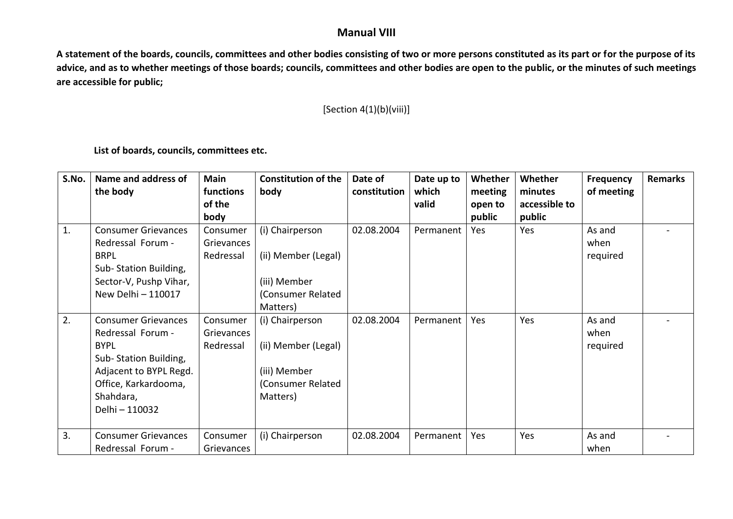# Manual VIII

**A statement of the boards, councils, committees and other bodies consisting of two or more persons constituted as its part or for the purpose of its advice, and as to whether meetings of those boards; councils, committees and other bodies are open to the public, or the minutes of such meetings are accessible for public;**

[Section 4(1)(b)(viii)]

**List of boards, councils, committees etc.**

| S.No. | Name and address of the body | Main functions of the body | Constitution of the body | Date of constitution | Date up to which valid | Whether meeting open to public | Whether minutes accessible to public | Frequency of meeting | Remarks |
|---|---|---|---|---|---|---|---|---|---|
| 1. | Consumer Grievances Redressal Forum - BRPL Sub- Station Building, Sector-V, Pushp Vihar, New Delhi – 110017 | Consumer Grievances Redressal | (i) Chairperson (ii) Member (Legal) (iii) Member (Consumer Related Matters) | 02.08.2004 | Permanent | Yes | Yes | As and when required | - |
| 2. | Consumer Grievances Redressal Forum - BYPL Sub- Station Building, Adjacent to BYPL Regd. Office, Karkardooma, Shahdara, Delhi – 110032 | Consumer Grievances Redressal | (i) Chairperson (ii) Member (Legal) (iii) Member (Consumer Related Matters) | 02.08.2004 | Permanent | Yes | Yes | As and when required | - |
| 3. | Consumer Grievances Redressal Forum - | Consumer Grievances | (i) Chairperson | 02.08.2004 | Permanent | Yes | Yes | As and when | - |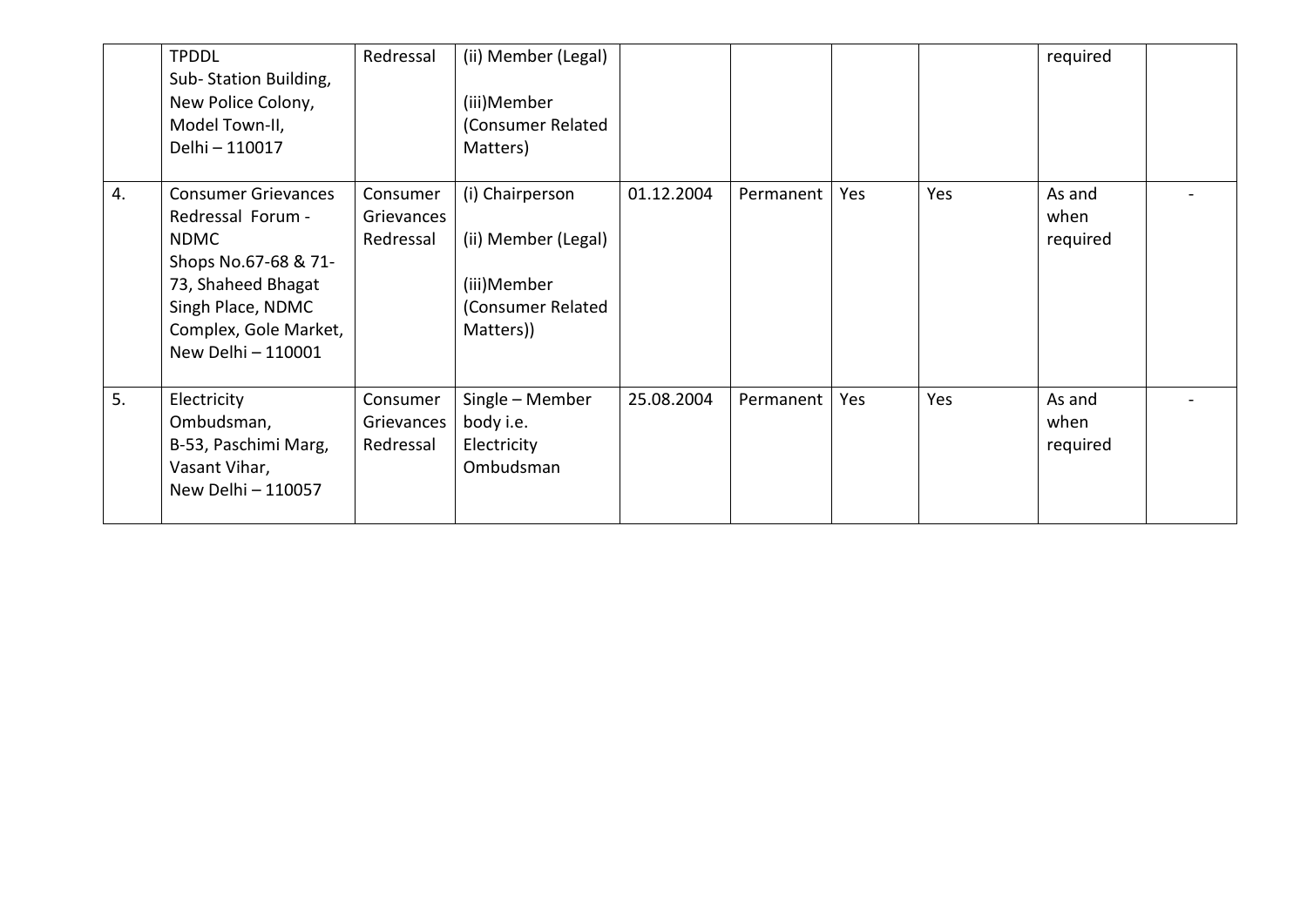| | | | | | | | | | |
|---|---|---|---|---|---|---|---|---|---|
| | TPDDL<br>Sub- Station Building,<br>New Police Colony,<br>Model Town-II,<br>Delhi – 110017 | Redressal | (ii) Member (Legal)<br><br>(iii)Member (Consumer Related Matters) | | | | | required | |
| 4. | Consumer Grievances Redressal Forum - NDMC<br>Shops No.67-68 & 71-73, Shaheed Bhagat Singh Place, NDMC Complex, Gole Market, New Delhi – 110001 | Consumer Grievances Redressal | (i) Chairperson<br><br>(ii) Member (Legal)<br><br>(iii)Member (Consumer Related Matters)) | 01.12.2004 | Permanent | Yes | Yes | As and when required | - |
| 5. | Electricity Ombudsman,<br>B-53, Paschimi Marg, Vasant Vihar,<br>New Delhi – 110057 | Consumer Grievances Redressal | Single – Member body i.e. Electricity Ombudsman | 25.08.2004 | Permanent | Yes | Yes | As and when required | - |